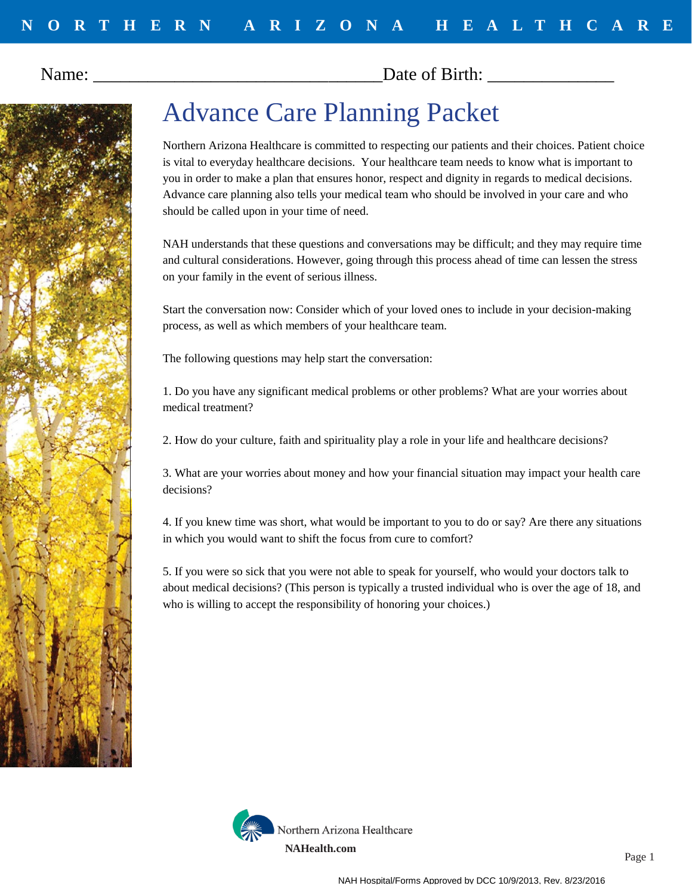NORTHERN ARIZONA HEALTHCARE

Name: ________________________________Date of Birth: ______________

# Advance Care Planning Packet

Northern Arizona Healthcare is committed to respecting our patients and their choices. Patient choice is vital to everyday healthcare decisions. Your healthcare team needs to know what is important to you in order to make a plan that ensures honor, respect and dignity in regards to medical decisions. Advance care planning also tells your medical team who should be involved in your care and who should be called upon in your time of need.

NAH understands that these questions and conversations may be difficult; and they may require time and cultural considerations. However, going through this process ahead of time can lessen the stress on your family in the event of serious illness.

Start the conversation now: Consider which of your loved ones to include in your decision-making process, as well as which members of your healthcare team.

The following questions may help start the conversation:

1. Do you have any significant medical problems or other problems? What are your worries about medical treatment?

2. How do your culture, faith and spirituality play a role in your life and healthcare decisions?

3. What are your worries about money and how your financial situation may impact your health care decisions?

4. If you knew time was short, what would be important to you to do or say? Are there any situations in which you would want to shift the focus from cure to comfort?

5. If you were so sick that you were not able to speak for yourself, who would your doctors talk to about medical decisions? (This person is typically a trusted individual who is over the age of 18, and who is willing to accept the responsibility of honoring your choices.)

Northern Arizona Healthcare

**NAHealth.com**

NAH Hospital/Forms Approved by DCC 10/9/2013, Rev. 8/23/2016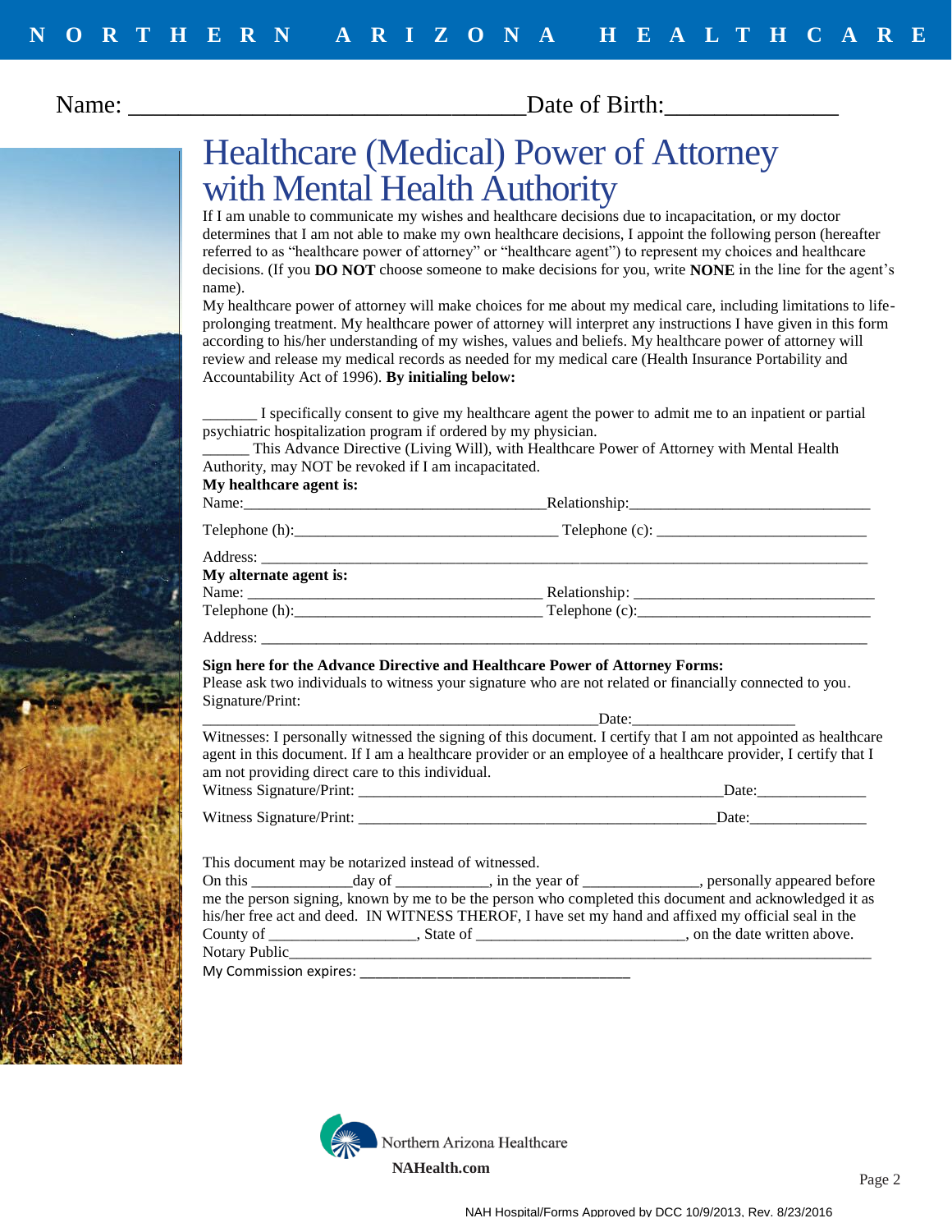Name: ________________________________ Date of Birth: ______________

# Healthcare (Medical) Power of Attorney with Mental Health Authority

If I am unable to communicate my wishes and healthcare decisions due to incapacitation, or my doctor determines that I am not able to make my own healthcare decisions, I appoint the following person (hereafter referred to as "healthcare power of attorney" or "healthcare agent") to represent my choices and healthcare decisions. (If you **DO NOT** choose someone to make decisions for you, write **NONE** in the line for the agent's name).

My healthcare power of attorney will make choices for me about my medical care, including limitations to life-prolonging treatment. My healthcare power of attorney will interpret any instructions I have given in this form according to his/her understanding of my wishes, values and beliefs. My healthcare power of attorney will review and release my medical records as needed for my medical care (Health Insurance Portability and Accountability Act of 1996). **By initialing below:**

_______ I specifically consent to give my healthcare agent the power to admit me to an inpatient or partial psychiatric hospitalization program if ordered by my physician.

______ This Advance Directive (Living Will), with Healthcare Power of Attorney with Mental Health Authority, may NOT be revoked if I am incapacitated.

**My healthcare agent is:**

Name: _______________________________________ Relationship: _______________________________

Telephone (h): _________________________________ Telephone (c): ___________________________

Address: _____________________________________________________________________________

**My alternate agent is:**

Name: _______________________________________ Relationship: _______________________________

Telephone (h): _______________________________ Telephone (c): ______________________________

Address: _____________________________________________________________________________

**Sign here for the Advance Directive and Healthcare Power of Attorney Forms:**

Please ask two individuals to witness your signature who are not related or financially connected to you.

Signature/Print:

_________________________________________________ Date: _____________________

Witnesses: I personally witnessed the signing of this document. I certify that I am not appointed as healthcare agent in this document. If I am a healthcare provider or an employee of a healthcare provider, I certify that I am not providing direct care to this individual.

Witness Signature/Print: _______________________________________________ Date: ______________

Witness Signature/Print: _______________________________________________ Date: _______________

This document may be notarized instead of witnessed.

On this _____________ day of ____________, in the year of _______________, personally appeared before me the person signing, known by me to be the person who completed this document and acknowledged it as his/her free act and deed. IN WITNESS THEROF, I have set my hand and affixed my official seal in the County of __________________, State of __________________________, on the date written above.

Notary Public _________________________________________________________________________

My Commission expires: ___________________________________

Northern Arizona Healthcare

**NAHealth.com**

NAH Hospital/Forms Approved by DCC 10/9/2013, Rev. 8/23/2016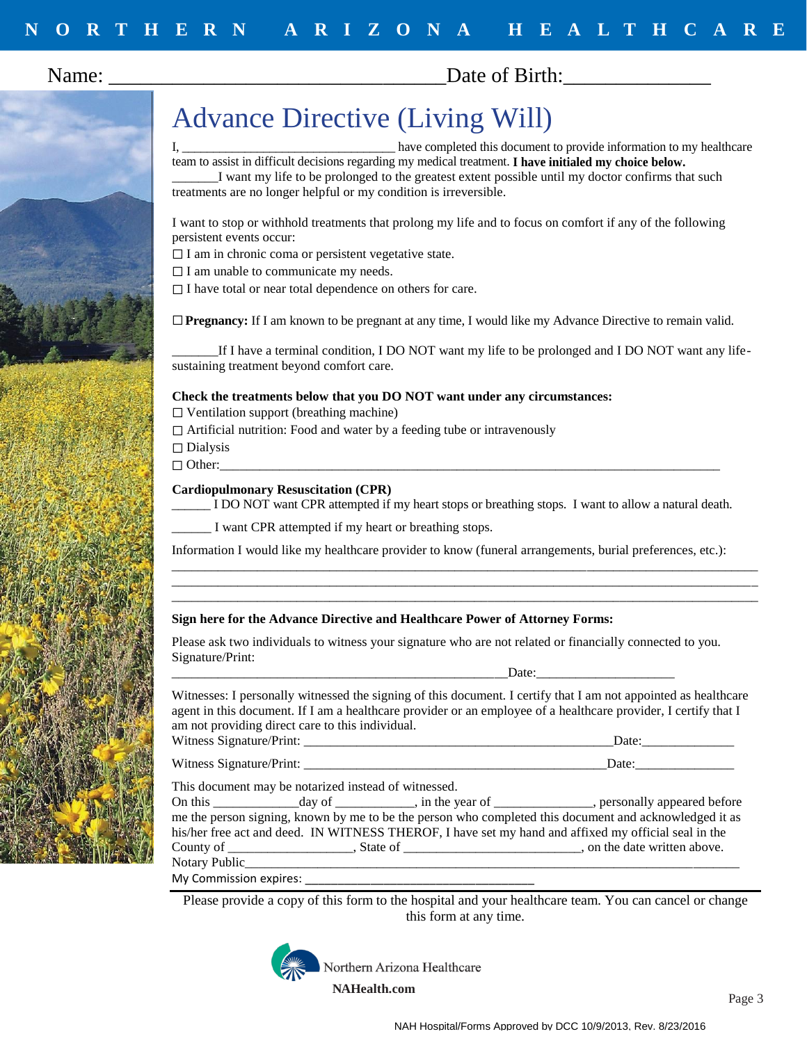Name: ________________________________Date of Birth:______________

# Advance Directive (Living Will)

I, _______________________________ have completed this document to provide information to my healthcare team to assist in difficult decisions regarding my medical treatment. **I have initialed my choice below.**

_______I want my life to be prolonged to the greatest extent possible until my doctor confirms that such treatments are no longer helpful or my condition is irreversible.

I want to stop or withhold treatments that prolong my life and to focus on comfort if any of the following persistent events occur:

☐ I am in chronic coma or persistent vegetative state.

☐ I am unable to communicate my needs.

☐ I have total or near total dependence on others for care.

☐ **Pregnancy:** If I am known to be pregnant at any time, I would like my Advance Directive to remain valid.

_______If I have a terminal condition, I DO NOT want my life to be prolonged and I DO NOT want any life-sustaining treatment beyond comfort care.

**Check the treatments below that you DO NOT want under any circumstances:**

☐ Ventilation support (breathing machine)

☐ Artificial nutrition: Food and water by a feeding tube or intravenously

☐ Dialysis

☐ Other:_______________________________________________________________________________

**Cardiopulmonary Resuscitation (CPR)**

______ I DO NOT want CPR attempted if my heart stops or breathing stops. I want to allow a natural death.

______ I want CPR attempted if my heart or breathing stops.

Information I would like my healthcare provider to know (funeral arrangements, burial preferences, etc.):

_____________________________________________________________________________________________

_____________________________________________________________________________________________

_____________________________________________________________________________________________

**Sign here for the Advance Directive and Healthcare Power of Attorney Forms:**

Please ask two individuals to witness your signature who are not related or financially connected to you.

Signature/Print:

___________________________________________________Date:____________________

Witnesses: I personally witnessed the signing of this document. I certify that I am not appointed as healthcare agent in this document. If I am a healthcare provider or an employee of a healthcare provider, I certify that I am not providing direct care to this individual.

Witness Signature/Print: _______________________________________________Date:_____________

Witness Signature/Print: ______________________________________________Date:______________

This document may be notarized instead of witnessed.

On this ____________day of ___________, in the year of ______________, personally appeared before me the person signing, known by me to be the person who completed this document and acknowledged it as his/her free act and deed. IN WITNESS THEROF, I have set my hand and affixed my official seal in the County of __________________, State of _________________________, on the date written above.

Notary Public_____________________________________________________________________________

My Commission expires: ___________________________________

Please provide a copy of this form to the hospital and your healthcare team. You can cancel or change this form at any time.

Northern Arizona Healthcare

**NAHealth.com**

NAH Hospital/Forms Approved by DCC 10/9/2013, Rev. 8/23/2016